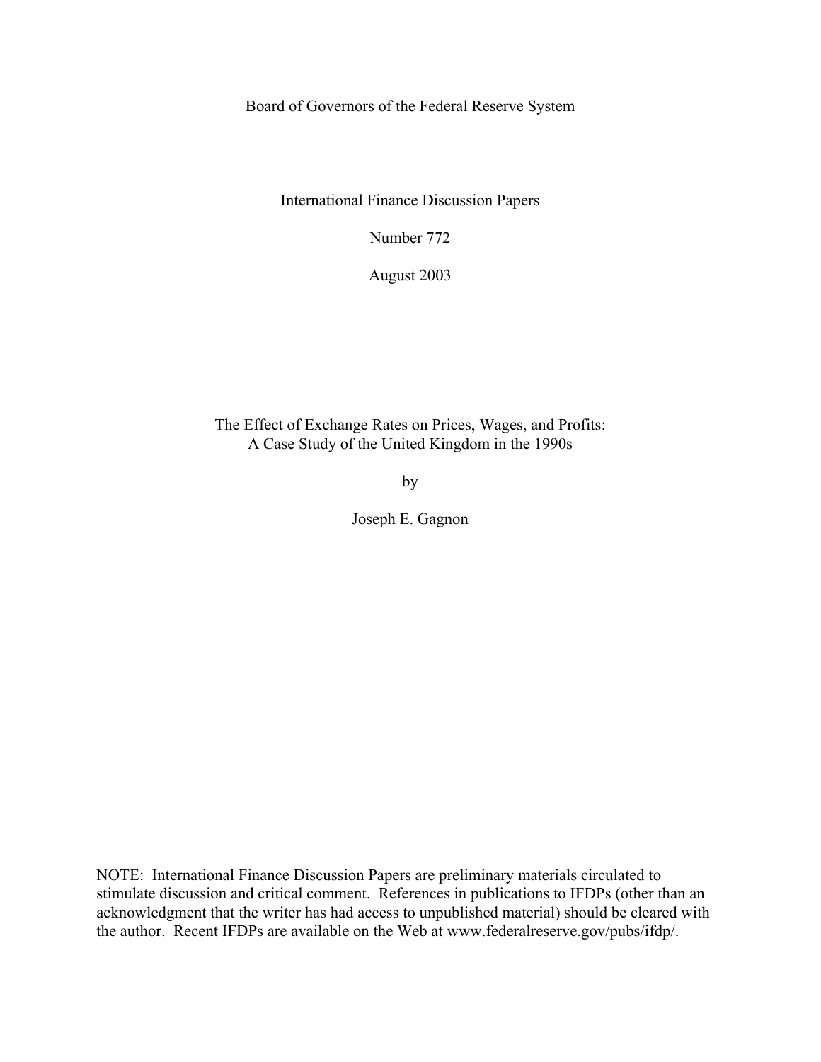Board of Governors of the Federal Reserve System

International Finance Discussion Papers

Number 772

August 2003

# The Effect of Exchange Rates on Prices, Wages, and Profits: A Case Study of the United Kingdom in the 1990s

by

Joseph E. Gagnon

NOTE: International Finance Discussion Papers are preliminary materials circulated to stimulate discussion and critical comment. References in publications to IFDPs (other than an acknowledgment that the writer has had access to unpublished material) should be cleared with the author. Recent IFDPs are available on the Web at www.federalreserve.gov/pubs/ifdp/.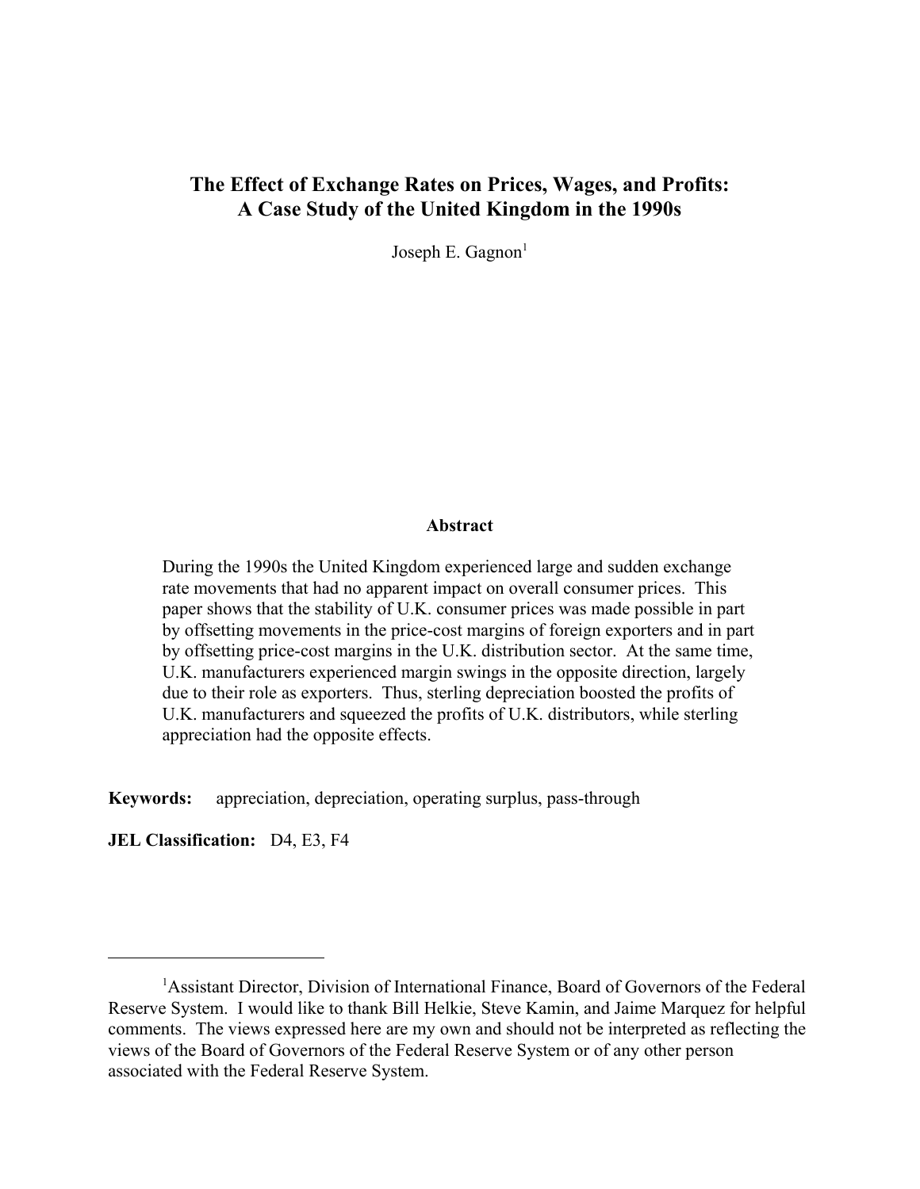# The Effect of Exchange Rates on Prices, Wages, and Profits: A Case Study of the United Kingdom in the 1990s

Joseph E. Gagnon[1]

### Abstract

During the 1990s the United Kingdom experienced large and sudden exchange rate movements that had no apparent impact on overall consumer prices. This paper shows that the stability of U.K. consumer prices was made possible in part by offsetting movements in the price-cost margins of foreign exporters and in part by offsetting price-cost margins in the U.K. distribution sector. At the same time, U.K. manufacturers experienced margin swings in the opposite direction, largely due to their role as exporters. Thus, sterling depreciation boosted the profits of U.K. manufacturers and squeezed the profits of U.K. distributors, while sterling appreciation had the opposite effects.

**Keywords:** appreciation, depreciation, operating surplus, pass-through

**JEL Classification:** D4, E3, F4

---

[1]Assistant Director, Division of International Finance, Board of Governors of the Federal Reserve System. I would like to thank Bill Helkie, Steve Kamin, and Jaime Marquez for helpful comments. The views expressed here are my own and should not be interpreted as reflecting the views of the Board of Governors of the Federal Reserve System or of any other person associated with the Federal Reserve System.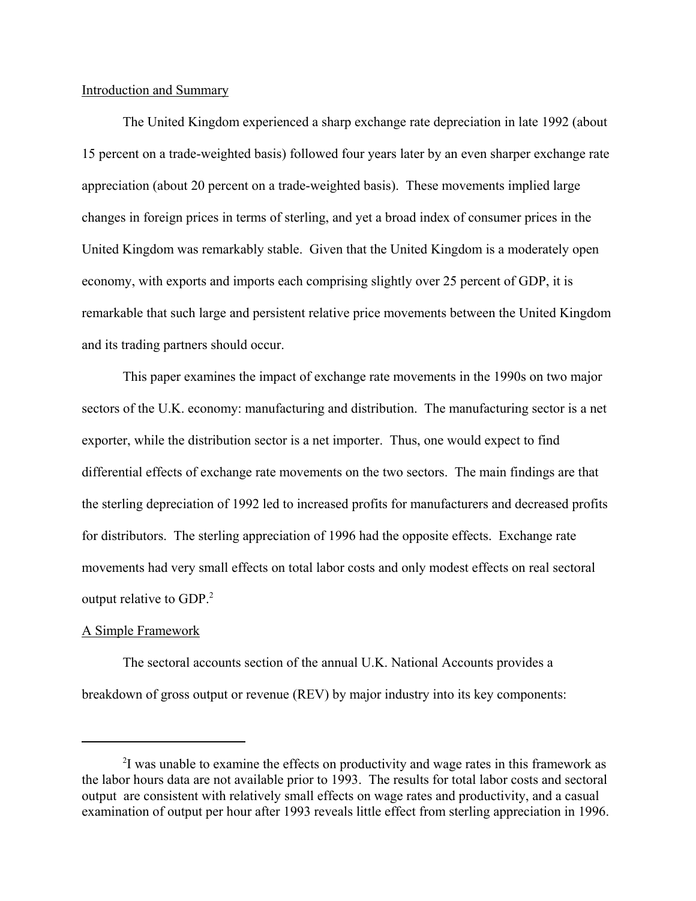## Introduction and Summary

The United Kingdom experienced a sharp exchange rate depreciation in late 1992 (about 15 percent on a trade-weighted basis) followed four years later by an even sharper exchange rate appreciation (about 20 percent on a trade-weighted basis). These movements implied large changes in foreign prices in terms of sterling, and yet a broad index of consumer prices in the United Kingdom was remarkably stable. Given that the United Kingdom is a moderately open economy, with exports and imports each comprising slightly over 25 percent of GDP, it is remarkable that such large and persistent relative price movements between the United Kingdom and its trading partners should occur.

This paper examines the impact of exchange rate movements in the 1990s on two major sectors of the U.K. economy: manufacturing and distribution. The manufacturing sector is a net exporter, while the distribution sector is a net importer. Thus, one would expect to find differential effects of exchange rate movements on the two sectors. The main findings are that the sterling depreciation of 1992 led to increased profits for manufacturers and decreased profits for distributors. The sterling appreciation of 1996 had the opposite effects. Exchange rate movements had very small effects on total labor costs and only modest effects on real sectoral output relative to GDP.[2]

## A Simple Framework

The sectoral accounts section of the annual U.K. National Accounts provides a breakdown of gross output or revenue (REV) by major industry into its key components:

---

[2] I was unable to examine the effects on productivity and wage rates in this framework as the labor hours data are not available prior to 1993. The results for total labor costs and sectoral output are consistent with relatively small effects on wage rates and productivity, and a casual examination of output per hour after 1993 reveals little effect from sterling appreciation in 1996.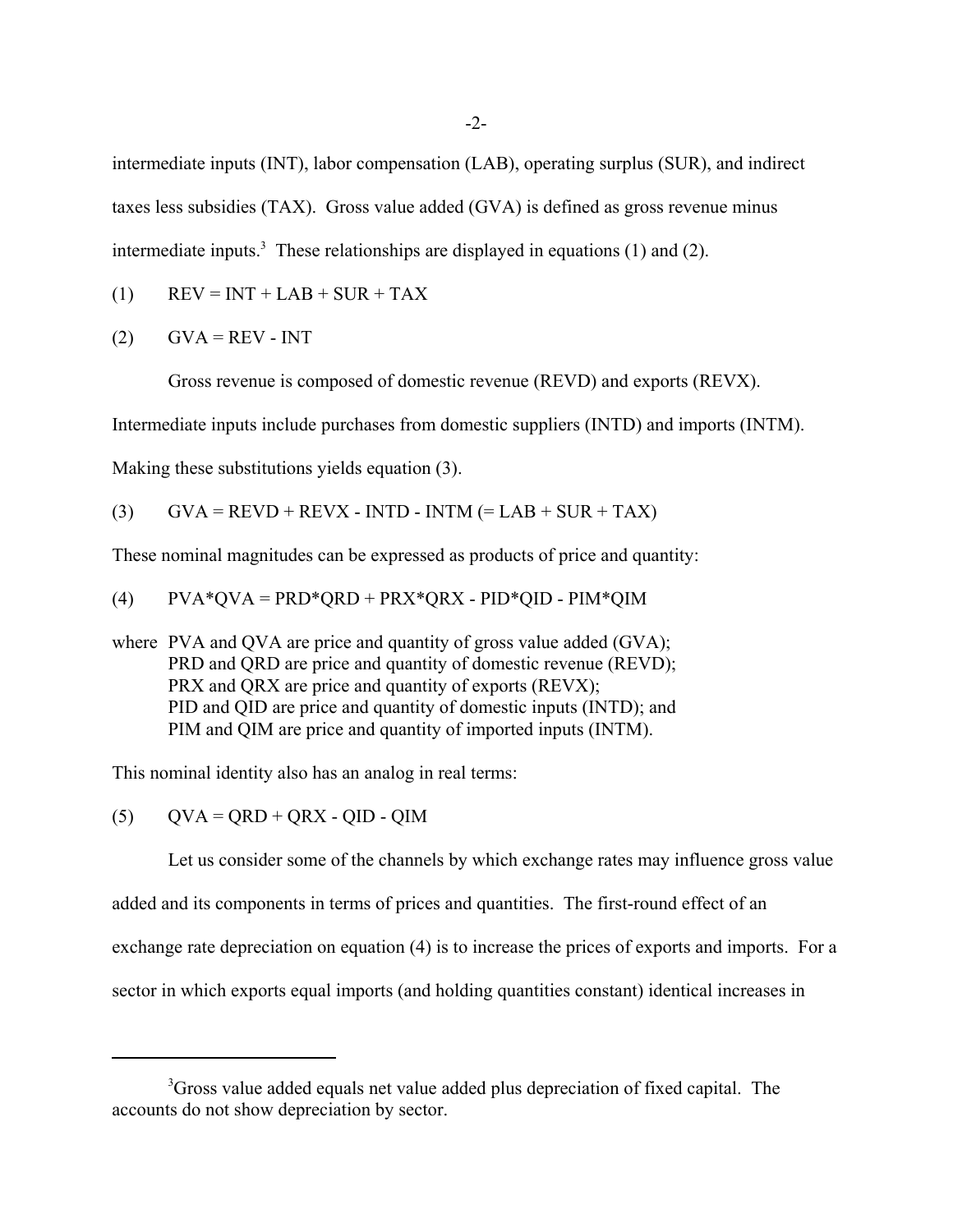intermediate inputs (INT), labor compensation (LAB), operating surplus (SUR), and indirect taxes less subsidies (TAX). Gross value added (GVA) is defined as gross revenue minus intermediate inputs.[3] These relationships are displayed in equations (1) and (2).

$$\text{(1)} \qquad REV = INT + LAB + SUR + TAX$$

$$\text{(2)} \qquad GVA = REV - INT$$

Gross revenue is composed of domestic revenue (REVD) and exports (REVX). Intermediate inputs include purchases from domestic suppliers (INTD) and imports (INTM). Making these substitutions yields equation (3).

$$\text{(3)} \qquad GVA = REVD + REVX - INTD - INTM \ (= LAB + SUR + TAX)$$

These nominal magnitudes can be expressed as products of price and quantity:

$$\text{(4)} \qquad PVA*QVA = PRD*QRD + PRX*QRX - PID*QID - PIM*QIM$$

where PVA and QVA are price and quantity of gross value added (GVA);
PRD and QRD are price and quantity of domestic revenue (REVD);
PRX and QRX are price and quantity of exports (REVX);
PID and QID are price and quantity of domestic inputs (INTD); and
PIM and QIM are price and quantity of imported inputs (INTM).

This nominal identity also has an analog in real terms:

$$\text{(5)} \qquad QVA = QRD + QRX - QID - QIM$$

Let us consider some of the channels by which exchange rates may influence gross value added and its components in terms of prices and quantities. The first-round effect of an exchange rate depreciation on equation (4) is to increase the prices of exports and imports. For a sector in which exports equal imports (and holding quantities constant) identical increases in

[3] Gross value added equals net value added plus depreciation of fixed capital. The accounts do not show depreciation by sector.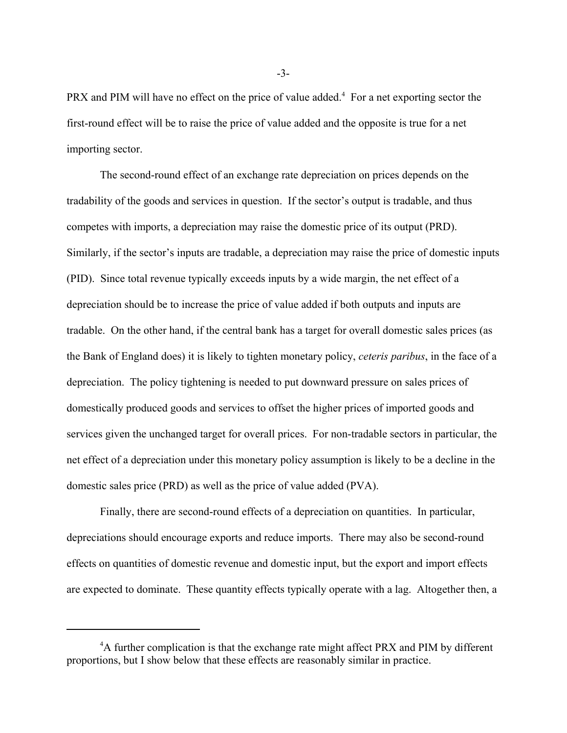PRX and PIM will have no effect on the price of value added.[4] For a net exporting sector the first-round effect will be to raise the price of value added and the opposite is true for a net importing sector.

The second-round effect of an exchange rate depreciation on prices depends on the tradability of the goods and services in question. If the sector's output is tradable, and thus competes with imports, a depreciation may raise the domestic price of its output (PRD). Similarly, if the sector's inputs are tradable, a depreciation may raise the price of domestic inputs (PID). Since total revenue typically exceeds inputs by a wide margin, the net effect of a depreciation should be to increase the price of value added if both outputs and inputs are tradable. On the other hand, if the central bank has a target for overall domestic sales prices (as the Bank of England does) it is likely to tighten monetary policy, *ceteris paribus*, in the face of a depreciation. The policy tightening is needed to put downward pressure on sales prices of domestically produced goods and services to offset the higher prices of imported goods and services given the unchanged target for overall prices. For non-tradable sectors in particular, the net effect of a depreciation under this monetary policy assumption is likely to be a decline in the domestic sales price (PRD) as well as the price of value added (PVA).

Finally, there are second-round effects of a depreciation on quantities. In particular, depreciations should encourage exports and reduce imports. There may also be second-round effects on quantities of domestic revenue and domestic input, but the export and import effects are expected to dominate. These quantity effects typically operate with a lag. Altogether then, a

---

[4] A further complication is that the exchange rate might affect PRX and PIM by different proportions, but I show below that these effects are reasonably similar in practice.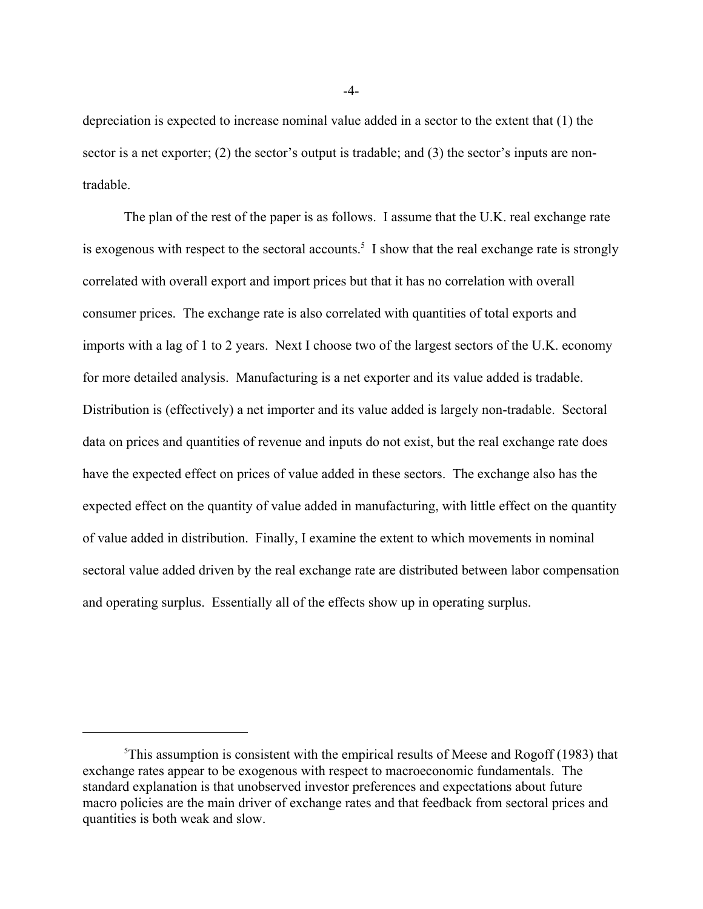depreciation is expected to increase nominal value added in a sector to the extent that (1) the sector is a net exporter; (2) the sector's output is tradable; and (3) the sector's inputs are non-tradable.

The plan of the rest of the paper is as follows. I assume that the U.K. real exchange rate is exogenous with respect to the sectoral accounts.[5] I show that the real exchange rate is strongly correlated with overall export and import prices but that it has no correlation with overall consumer prices. The exchange rate is also correlated with quantities of total exports and imports with a lag of 1 to 2 years. Next I choose two of the largest sectors of the U.K. economy for more detailed analysis. Manufacturing is a net exporter and its value added is tradable. Distribution is (effectively) a net importer and its value added is largely non-tradable. Sectoral data on prices and quantities of revenue and inputs do not exist, but the real exchange rate does have the expected effect on prices of value added in these sectors. The exchange also has the expected effect on the quantity of value added in manufacturing, with little effect on the quantity of value added in distribution. Finally, I examine the extent to which movements in nominal sectoral value added driven by the real exchange rate are distributed between labor compensation and operating surplus. Essentially all of the effects show up in operating surplus.

---

[5]This assumption is consistent with the empirical results of Meese and Rogoff (1983) that exchange rates appear to be exogenous with respect to macroeconomic fundamentals. The standard explanation is that unobserved investor preferences and expectations about future macro policies are the main driver of exchange rates and that feedback from sectoral prices and quantities is both weak and slow.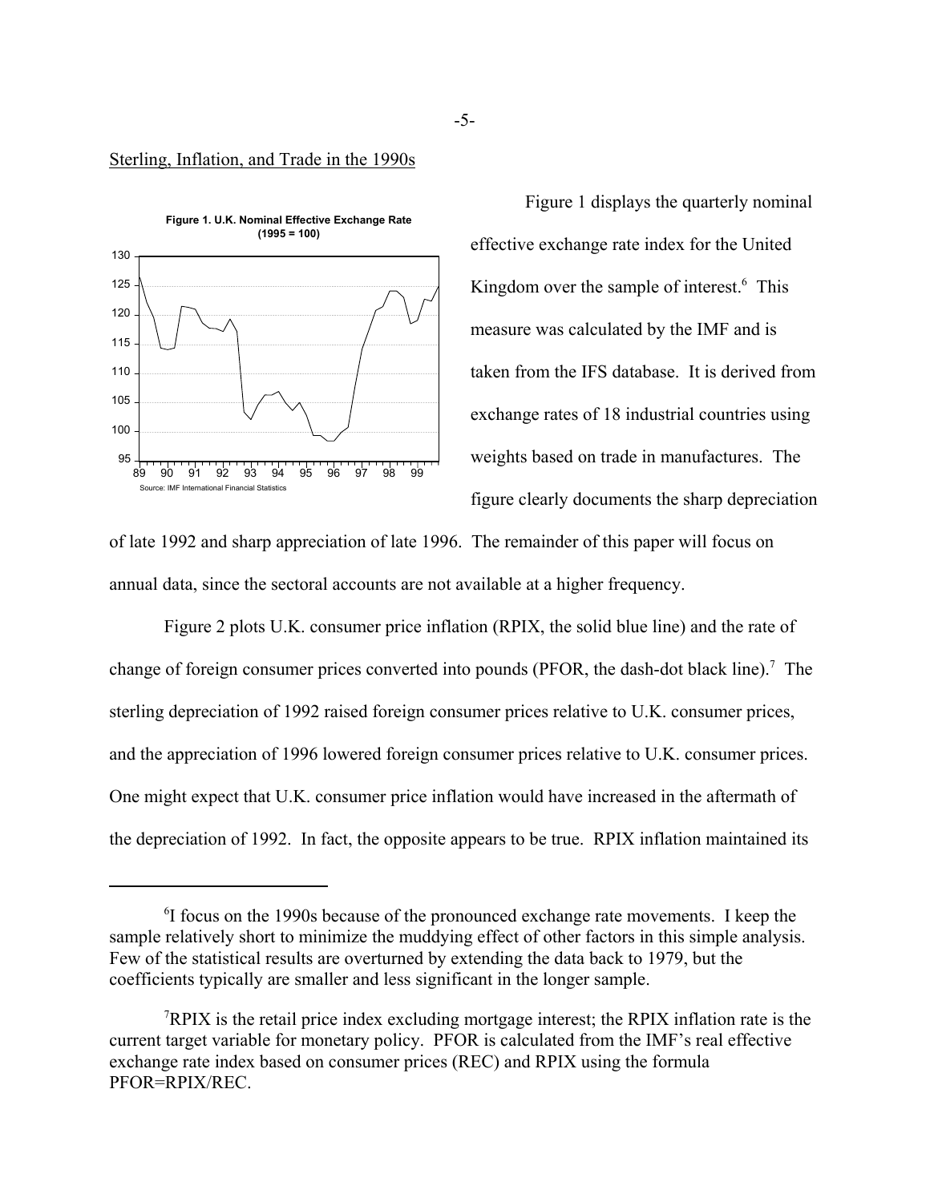Sterling, Inflation, and Trade in the 1990s

**Figure 1. U.K. Nominal Effective Exchange Rate (1995 = 100)**

Source: IMF International Financial Statistics

Figure 1 displays the quarterly nominal effective exchange rate index for the United Kingdom over the sample of interest.[6] This measure was calculated by the IMF and is taken from the IFS database. It is derived from exchange rates of 18 industrial countries using weights based on trade in manufactures. The figure clearly documents the sharp depreciation of late 1992 and sharp appreciation of late 1996. The remainder of this paper will focus on annual data, since the sectoral accounts are not available at a higher frequency.

Figure 2 plots U.K. consumer price inflation (RPIX, the solid blue line) and the rate of change of foreign consumer prices converted into pounds (PFOR, the dash-dot black line).[7] The sterling depreciation of 1992 raised foreign consumer prices relative to U.K. consumer prices, and the appreciation of 1996 lowered foreign consumer prices relative to U.K. consumer prices. One might expect that U.K. consumer price inflation would have increased in the aftermath of the depreciation of 1992. In fact, the opposite appears to be true. RPIX inflation maintained its

---

[6] I focus on the 1990s because of the pronounced exchange rate movements. I keep the sample relatively short to minimize the muddying effect of other factors in this simple analysis. Few of the statistical results are overturned by extending the data back to 1979, but the coefficients typically are smaller and less significant in the longer sample.

[7] RPIX is the retail price index excluding mortgage interest; the RPIX inflation rate is the current target variable for monetary policy. PFOR is calculated from the IMF's real effective exchange rate index based on consumer prices (REC) and RPIX using the formula PFOR=RPIX/REC.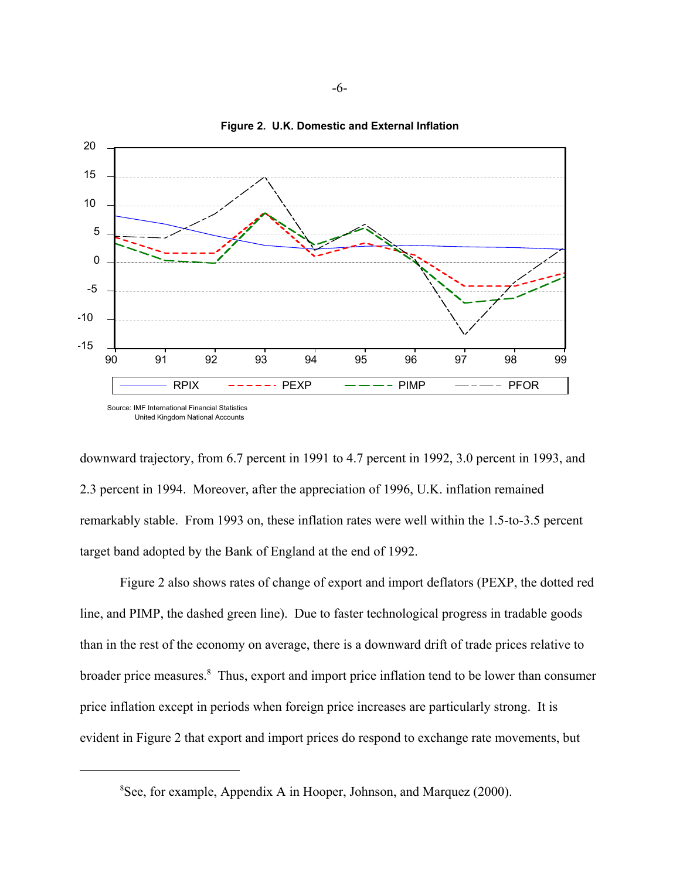**Figure 2. U.K. Domestic and External Inflation**

Source: IMF International Financial Statistics
United Kingdom National Accounts

downward trajectory, from 6.7 percent in 1991 to 4.7 percent in 1992, 3.0 percent in 1993, and 2.3 percent in 1994. Moreover, after the appreciation of 1996, U.K. inflation remained remarkably stable. From 1993 on, these inflation rates were well within the 1.5-to-3.5 percent target band adopted by the Bank of England at the end of 1992.

Figure 2 also shows rates of change of export and import deflators (PEXP, the dotted red line, and PIMP, the dashed green line). Due to faster technological progress in tradable goods than in the rest of the economy on average, there is a downward drift of trade prices relative to broader price measures.[8] Thus, export and import price inflation tend to be lower than consumer price inflation except in periods when foreign price increases are particularly strong. It is evident in Figure 2 that export and import prices do respond to exchange rate movements, but

---

[8] See, for example, Appendix A in Hooper, Johnson, and Marquez (2000).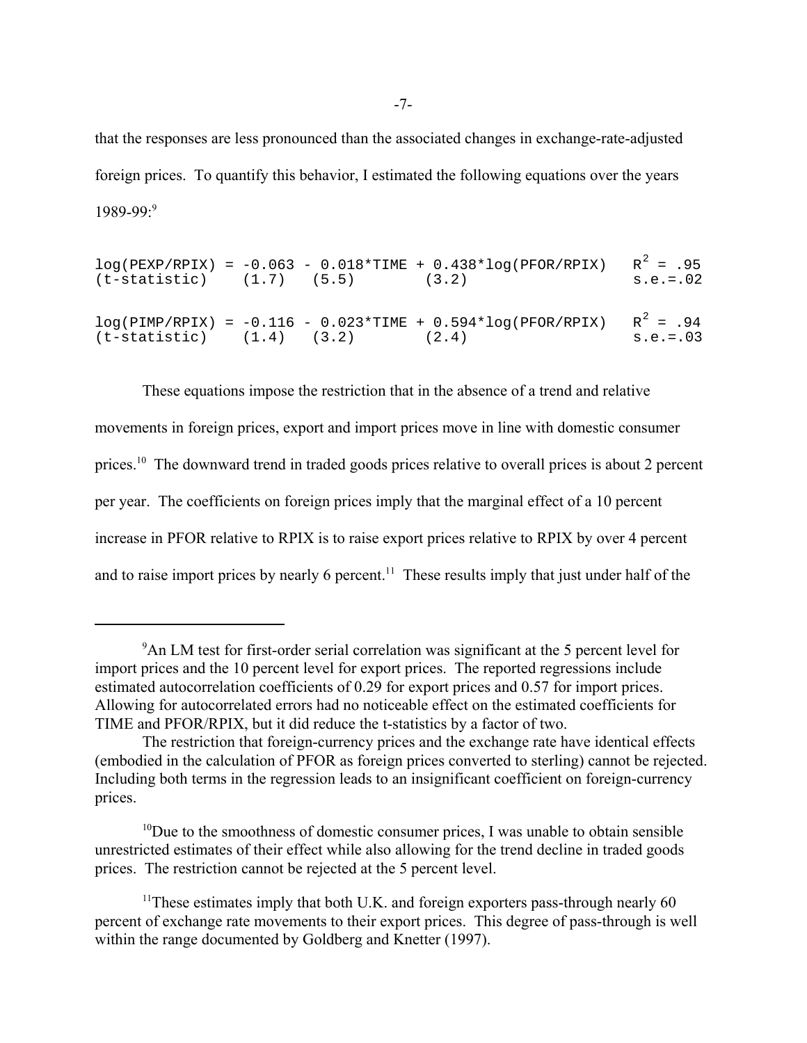that the responses are less pronounced than the associated changes in exchange-rate-adjusted foreign prices. To quantify this behavior, I estimated the following equations over the years 1989-99:[9]

$$\log(PEXP/RPIX) = \underset{(1.7)}{-0.063} - \underset{(5.5)}{0.018}*TIME + \underset{(3.2)}{0.438}*\log(PFOR/RPIX) \qquad R^2 = .95, \; s.e. = .02$$

$$\log(PIMP/RPIX) = \underset{(1.4)}{-0.116} - \underset{(3.2)}{0.023}*TIME + \underset{(2.4)}{0.594}*\log(PFOR/RPIX) \qquad R^2 = .94, \; s.e. = .03$$

(t-statistics in parentheses)

These equations impose the restriction that in the absence of a trend and relative movements in foreign prices, export and import prices move in line with domestic consumer prices.[10] The downward trend in traded goods prices relative to overall prices is about 2 percent per year. The coefficients on foreign prices imply that the marginal effect of a 10 percent increase in PFOR relative to RPIX is to raise export prices relative to RPIX by over 4 percent and to raise import prices by nearly 6 percent.[11] These results imply that just under half of the

---

[9] An LM test for first-order serial correlation was significant at the 5 percent level for import prices and the 10 percent level for export prices. The reported regressions include estimated autocorrelation coefficients of 0.29 for export prices and 0.57 for import prices. Allowing for autocorrelated errors had no noticeable effect on the estimated coefficients for TIME and PFOR/RPIX, but it did reduce the t-statistics by a factor of two.

The restriction that foreign-currency prices and the exchange rate have identical effects (embodied in the calculation of PFOR as foreign prices converted to sterling) cannot be rejected. Including both terms in the regression leads to an insignificant coefficient on foreign-currency prices.

[10] Due to the smoothness of domestic consumer prices, I was unable to obtain sensible unrestricted estimates of their effect while also allowing for the trend decline in traded goods prices. The restriction cannot be rejected at the 5 percent level.

[11] These estimates imply that both U.K. and foreign exporters pass-through nearly 60 percent of exchange rate movements to their export prices. This degree of pass-through is well within the range documented by Goldberg and Knetter (1997).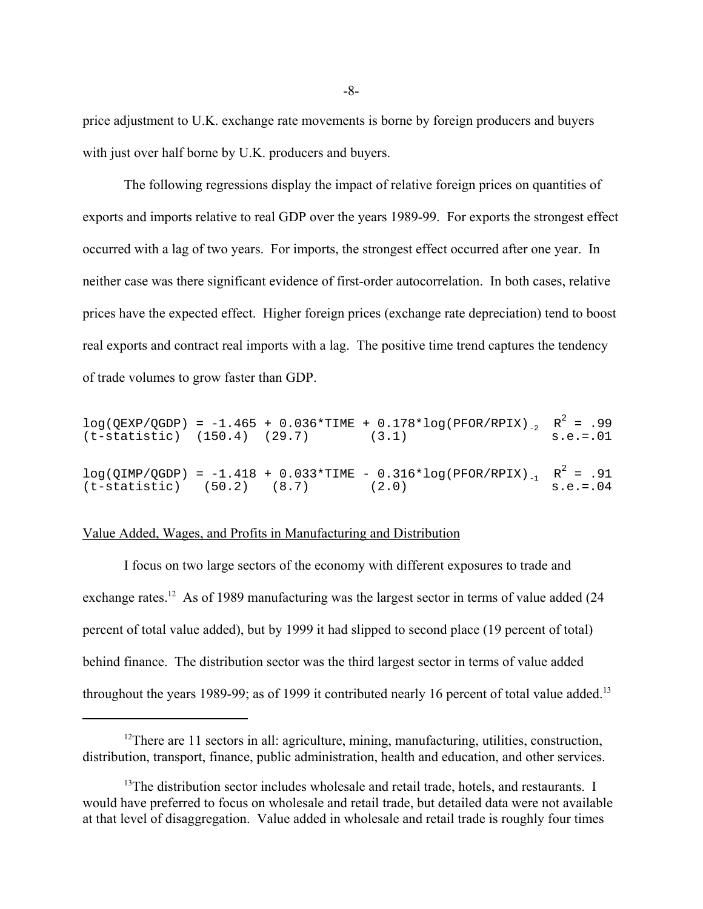price adjustment to U.K. exchange rate movements is borne by foreign producers and buyers with just over half borne by U.K. producers and buyers.

The following regressions display the impact of relative foreign prices on quantities of exports and imports relative to real GDP over the years 1989-99. For exports the strongest effect occurred with a lag of two years. For imports, the strongest effect occurred after one year. In neither case was there significant evidence of first-order autocorrelation. In both cases, relative prices have the expected effect. Higher foreign prices (exchange rate depreciation) tend to boost real exports and contract real imports with a lag. The positive time trend captures the tendency of trade volumes to grow faster than GDP.

$$\log(QEXP/QGDP) = \underset{(150.4)}{-1.465} + \underset{(29.7)}{0.036}*TIME + \underset{(3.1)}{0.178}*\log(PFOR/RPIX)_{-2} \qquad R^2 = .99, \; s.e. = .01$$

(t-statistic in parentheses)

$$\log(QIMP/QGDP) = \underset{(50.2)}{-1.418} + \underset{(8.7)}{0.033}*TIME - \underset{(2.0)}{0.316}*\log(PFOR/RPIX)_{-1} \qquad R^2 = .91, \; s.e. = .04$$

(t-statistic in parentheses)

## Value Added, Wages, and Profits in Manufacturing and Distribution

I focus on two large sectors of the economy with different exposures to trade and exchange rates.[12] As of 1989 manufacturing was the largest sector in terms of value added (24 percent of total value added), but by 1999 it had slipped to second place (19 percent of total) behind finance. The distribution sector was the third largest sector in terms of value added throughout the years 1989-99; as of 1999 it contributed nearly 16 percent of total value added.[13]

---

[12] There are 11 sectors in all: agriculture, mining, manufacturing, utilities, construction, distribution, transport, finance, public administration, health and education, and other services.

[13] The distribution sector includes wholesale and retail trade, hotels, and restaurants. I would have preferred to focus on wholesale and retail trade, but detailed data were not available at that level of disaggregation. Value added in wholesale and retail trade is roughly four times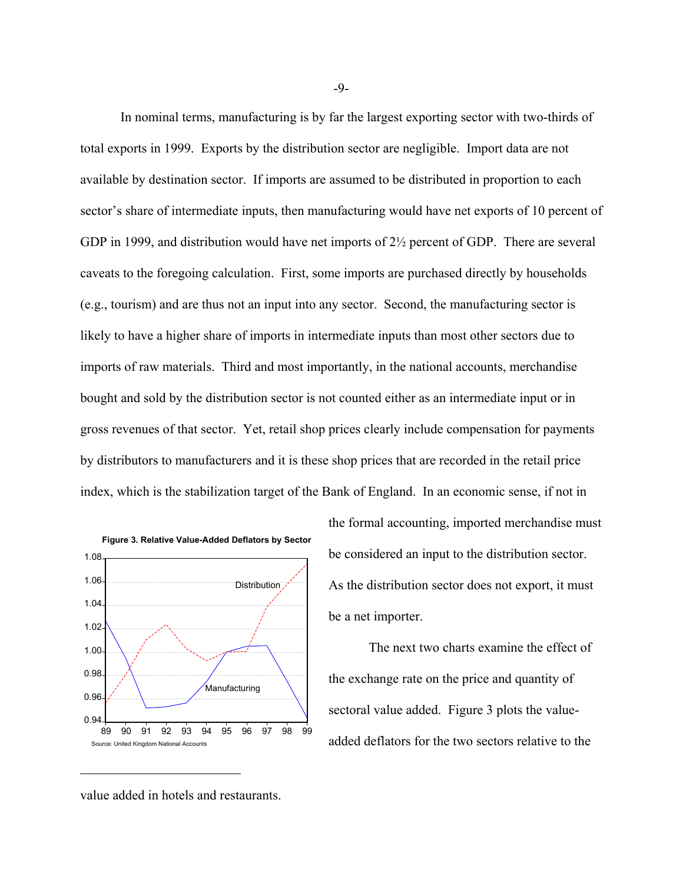In nominal terms, manufacturing is by far the largest exporting sector with two-thirds of total exports in 1999. Exports by the distribution sector are negligible. Import data are not available by destination sector. If imports are assumed to be distributed in proportion to each sector's share of intermediate inputs, then manufacturing would have net exports of 10 percent of GDP in 1999, and distribution would have net imports of 2½ percent of GDP. There are several caveats to the foregoing calculation. First, some imports are purchased directly by households (e.g., tourism) and are thus not an input into any sector. Second, the manufacturing sector is likely to have a higher share of imports in intermediate inputs than most other sectors due to imports of raw materials. Third and most importantly, in the national accounts, merchandise bought and sold by the distribution sector is not counted either as an intermediate input or in gross revenues of that sector. Yet, retail shop prices clearly include compensation for payments by distributors to manufacturers and it is these shop prices that are recorded in the retail price index, which is the stabilization target of the Bank of England. In an economic sense, if not in the formal accounting, imported merchandise must be considered an input to the distribution sector. As the distribution sector does not export, it must be a net importer.

**Figure 3. Relative Value-Added Deflators by Sector**

Source: United Kingdom National Accounts

The next two charts examine the effect of the exchange rate on the price and quantity of sectoral value added. Figure 3 plots the value-added deflators for the two sectors relative to the

---

value added in hotels and restaurants.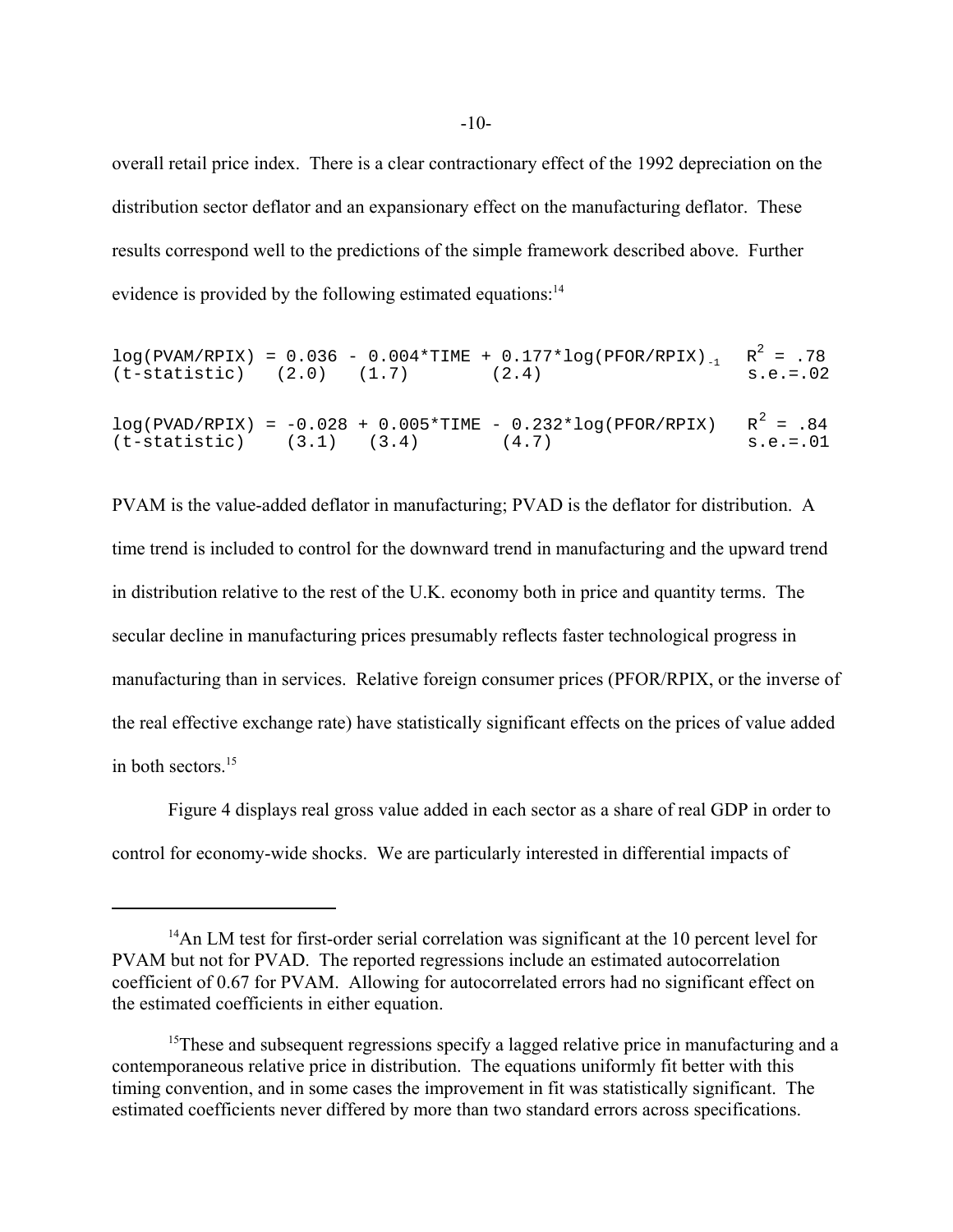overall retail price index. There is a clear contractionary effect of the 1992 depreciation on the distribution sector deflator and an expansionary effect on the manufacturing deflator. These results correspond well to the predictions of the simple framework described above. Further evidence is provided by the following estimated equations:[14]

$$\log(PVAM/RPIX) = \underset{(2.0)}{0.036} - \underset{(1.7)}{0.004}*TIME + \underset{(2.4)}{0.177}*\log(PFOR/RPIX)_{-1} \qquad R^2 = .78, \quad s.e.=.02$$

(t-statistic in parentheses)

$$\log(PVAD/RPIX) = \underset{(3.1)}{-0.028} + \underset{(3.4)}{0.005}*TIME - \underset{(4.7)}{0.232}*\log(PFOR/RPIX) \qquad R^2 = .84, \quad s.e.=.01$$

(t-statistic in parentheses)

PVAM is the value-added deflator in manufacturing; PVAD is the deflator for distribution. A time trend is included to control for the downward trend in manufacturing and the upward trend in distribution relative to the rest of the U.K. economy both in price and quantity terms. The secular decline in manufacturing prices presumably reflects faster technological progress in manufacturing than in services. Relative foreign consumer prices (PFOR/RPIX, or the inverse of the real effective exchange rate) have statistically significant effects on the prices of value added in both sectors.[15]

Figure 4 displays real gross value added in each sector as a share of real GDP in order to control for economy-wide shocks. We are particularly interested in differential impacts of

---

[14] An LM test for first-order serial correlation was significant at the 10 percent level for PVAM but not for PVAD. The reported regressions include an estimated autocorrelation coefficient of 0.67 for PVAM. Allowing for autocorrelated errors had no significant effect on the estimated coefficients in either equation.

[15] These and subsequent regressions specify a lagged relative price in manufacturing and a contemporaneous relative price in distribution. The equations uniformly fit better with this timing convention, and in some cases the improvement in fit was statistically significant. The estimated coefficients never differed by more than two standard errors across specifications.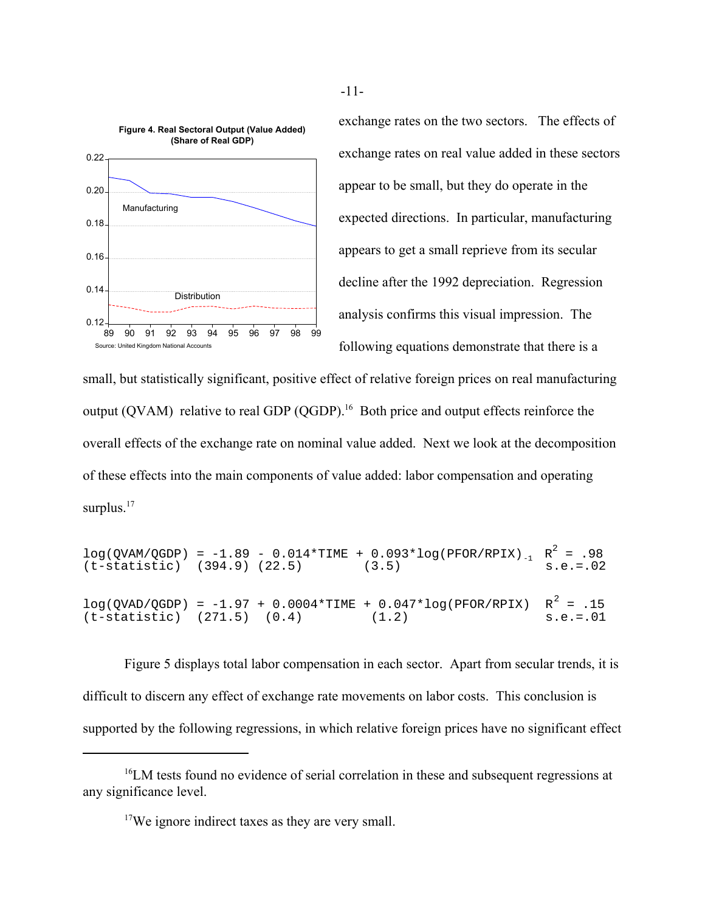Figure 4. Real Sectoral Output (Value Added) (Share of Real GDP)

Source: United Kingdom National Accounts

exchange rates on the two sectors. The effects of exchange rates on real value added in these sectors appear to be small, but they do operate in the expected directions. In particular, manufacturing appears to get a small reprieve from its secular decline after the 1992 depreciation. Regression analysis confirms this visual impression. The following equations demonstrate that there is a small, but statistically significant, positive effect of relative foreign prices on real manufacturing output (QVAM) relative to real GDP (QGDP).[16] Both price and output effects reinforce the overall effects of the exchange rate on nominal value added. Next we look at the decomposition of these effects into the main components of value added: labor compensation and operating surplus.[17]

$$\log(QVAM/QGDP) = -1.89 - 0.014*TIME + 0.093*\log(PFOR/RPIX)_{-1} \quad R^2 = .98$$

(t-statistic) (394.9) (22.5) (3.5) s.e.=.02

$$\log(QVAD/QGDP) = -1.97 + 0.0004*TIME + 0.047*\log(PFOR/RPIX) \quad R^2 = .15$$

(t-statistic) (271.5) (0.4) (1.2) s.e.=.01

Figure 5 displays total labor compensation in each sector. Apart from secular trends, it is difficult to discern any effect of exchange rate movements on labor costs. This conclusion is supported by the following regressions, in which relative foreign prices have no significant effect

---

[16] LM tests found no evidence of serial correlation in these and subsequent regressions at any significance level.

[17] We ignore indirect taxes as they are very small.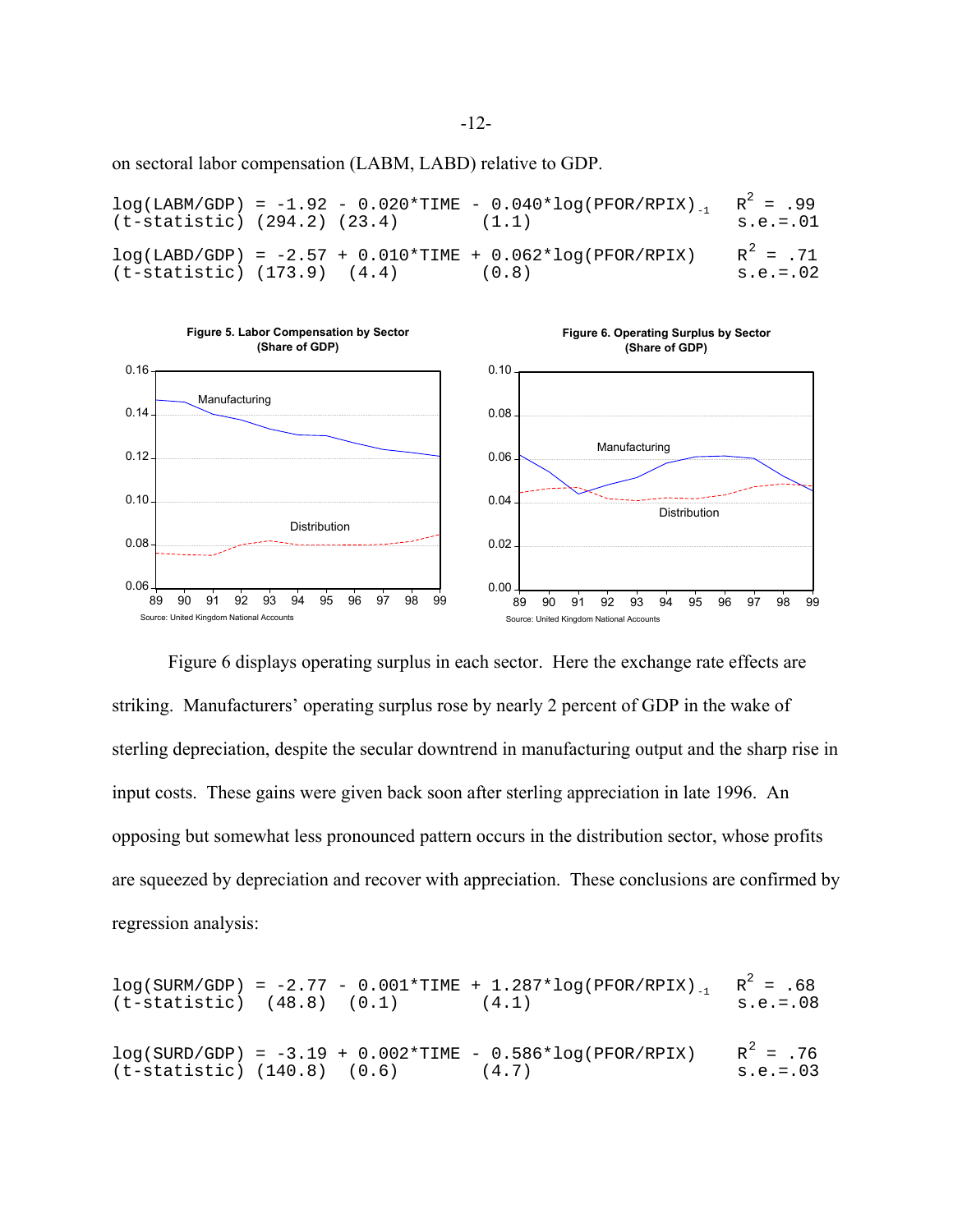on sectoral labor compensation (LABM, LABD) relative to GDP.

$$\log(LABM/GDP) = -1.92 - 0.020*TIME - 0.040*\log(PFOR/RPIX)_{-1} \quad R^2 = .99$$
(t-statistic) (294.2) (23.4) (1.1) s.e.=.01

$$\log(LABD/GDP) = -2.57 + 0.010*TIME + 0.062*\log(PFOR/RPIX) \quad R^2 = .71$$
(t-statistic) (173.9) (4.4) (0.8) s.e.=.02

**Figure 5. Labor Compensation by Sector (Share of GDP)**

Source: United Kingdom National Accounts

**Figure 6. Operating Surplus by Sector (Share of GDP)**

Source: United Kingdom National Accounts

Figure 6 displays operating surplus in each sector. Here the exchange rate effects are striking. Manufacturers' operating surplus rose by nearly 2 percent of GDP in the wake of sterling depreciation, despite the secular downtrend in manufacturing output and the sharp rise in input costs. These gains were given back soon after sterling appreciation in late 1996. An opposing but somewhat less pronounced pattern occurs in the distribution sector, whose profits are squeezed by depreciation and recover with appreciation. These conclusions are confirmed by regression analysis:

$$\log(SURM/GDP) = -2.77 - 0.001*TIME + 1.287*\log(PFOR/RPIX)_{-1} \quad R^2 = .68$$
(t-statistic) (48.8) (0.1) (4.1) s.e.=.08

$$\log(SURD/GDP) = -3.19 + 0.002*TIME - 0.586*\log(PFOR/RPIX) \quad R^2 = .76$$
(t-statistic) (140.8) (0.6) (4.7) s.e.=.03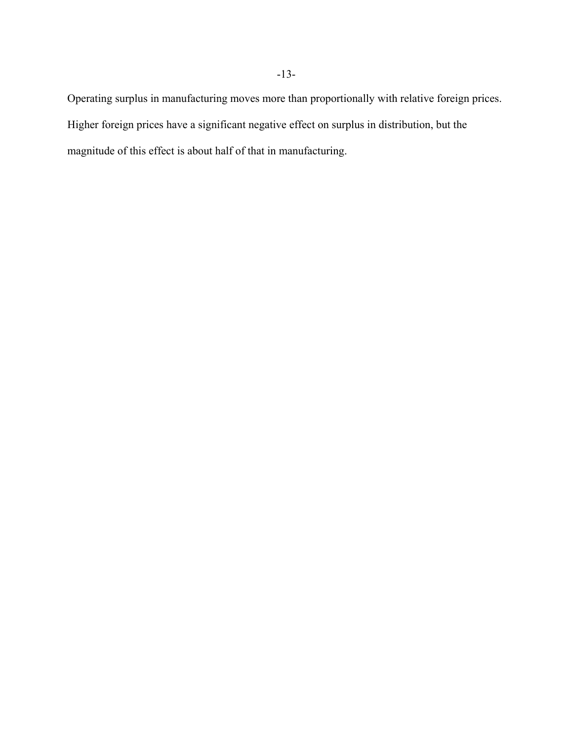Operating surplus in manufacturing moves more than proportionally with relative foreign prices. Higher foreign prices have a significant negative effect on surplus in distribution, but the magnitude of this effect is about half of that in manufacturing.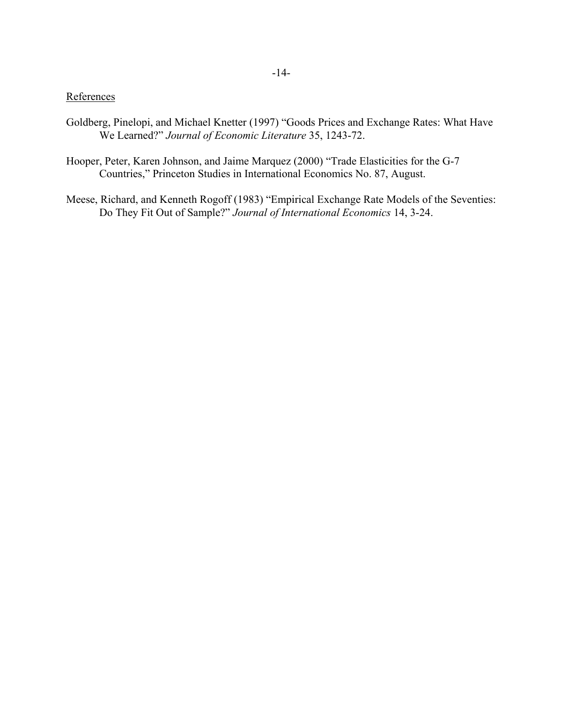References

Goldberg, Pinelopi, and Michael Knetter (1997) "Goods Prices and Exchange Rates: What Have We Learned?" *Journal of Economic Literature* 35, 1243-72.

Hooper, Peter, Karen Johnson, and Jaime Marquez (2000) "Trade Elasticities for the G-7 Countries," Princeton Studies in International Economics No. 87, August.

Meese, Richard, and Kenneth Rogoff (1983) "Empirical Exchange Rate Models of the Seventies: Do They Fit Out of Sample?" *Journal of International Economics* 14, 3-24.